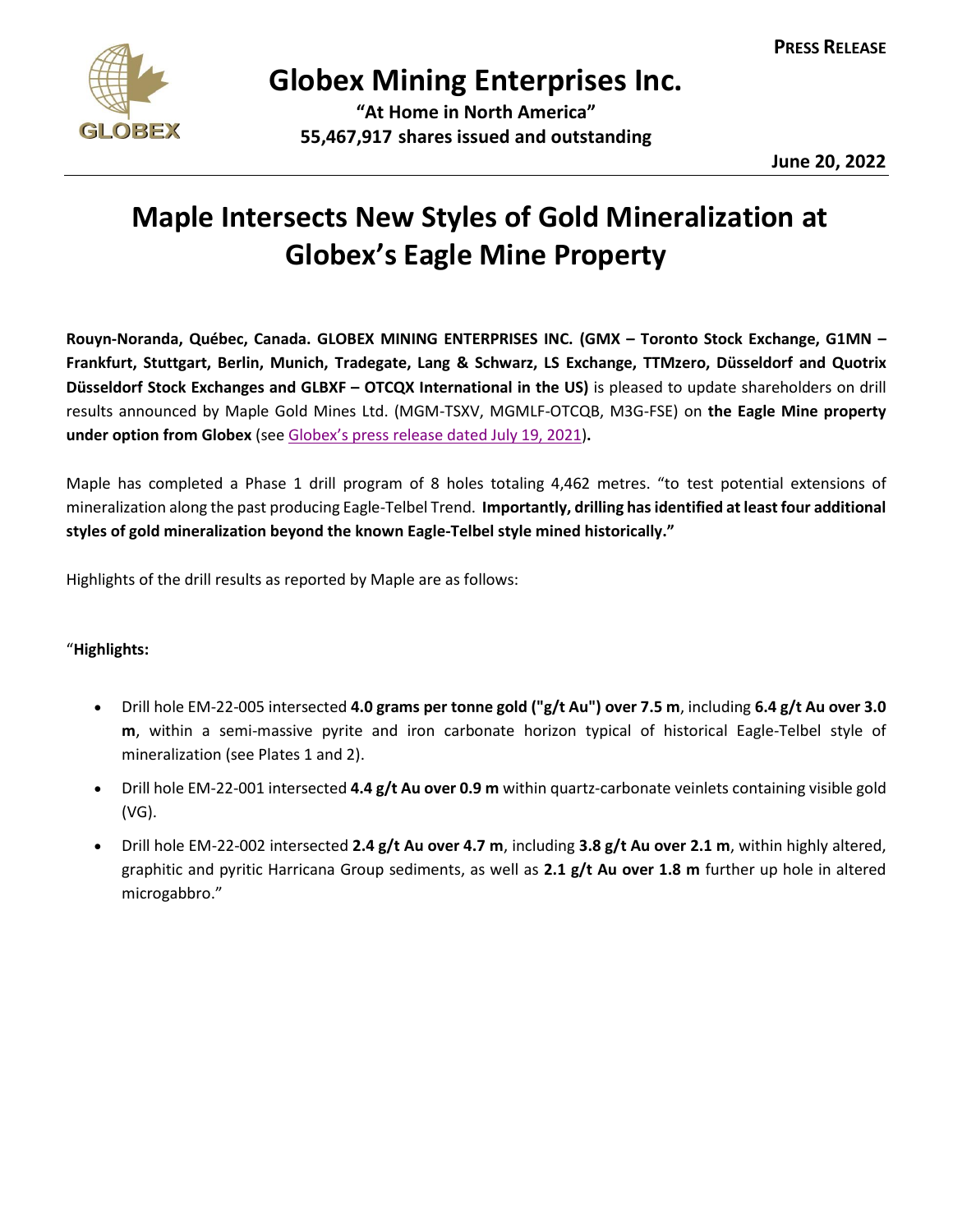**PRESS RELEASE**

# Globex Mining Enterprises Inc.

**"At Home in North America"**
**55,467,917 shares issued and outstanding**

**June 20, 2022**

# Maple Intersects New Styles of Gold Mineralization at Globex's Eagle Mine Property

**Rouyn-Noranda, Québec, Canada. GLOBEX MINING ENTERPRISES INC. (GMX – Toronto Stock Exchange, G1MN – Frankfurt, Stuttgart, Berlin, Munich, Tradegate, Lang & Schwarz, LS Exchange, TTMzero, Düsseldorf and Quotrix Düsseldorf Stock Exchanges and GLBXF – OTCQX International in the US)** is pleased to update shareholders on drill results announced by Maple Gold Mines Ltd. (MGM-TSXV, MGMLF-OTCQB, M3G-FSE) on **the Eagle Mine property under option from Globex** (see Globex's press release dated July 19, 2021)**.**

Maple has completed a Phase 1 drill program of 8 holes totaling 4,462 metres. "to test potential extensions of mineralization along the past producing Eagle-Telbel Trend. **Importantly, drilling has identified at least four additional styles of gold mineralization beyond the known Eagle-Telbel style mined historically."**

Highlights of the drill results as reported by Maple are as follows:

"**Highlights:**

- Drill hole EM-22-005 intersected **4.0 grams per tonne gold ("g/t Au") over 7.5 m**, including **6.4 g/t Au over 3.0 m**, within a semi-massive pyrite and iron carbonate horizon typical of historical Eagle-Telbel style of mineralization (see Plates 1 and 2).
- Drill hole EM-22-001 intersected **4.4 g/t Au over 0.9 m** within quartz-carbonate veinlets containing visible gold (VG).
- Drill hole EM-22-002 intersected **2.4 g/t Au over 4.7 m**, including **3.8 g/t Au over 2.1 m**, within highly altered, graphitic and pyritic Harricana Group sediments, as well as **2.1 g/t Au over 1.8 m** further up hole in altered microgabbro."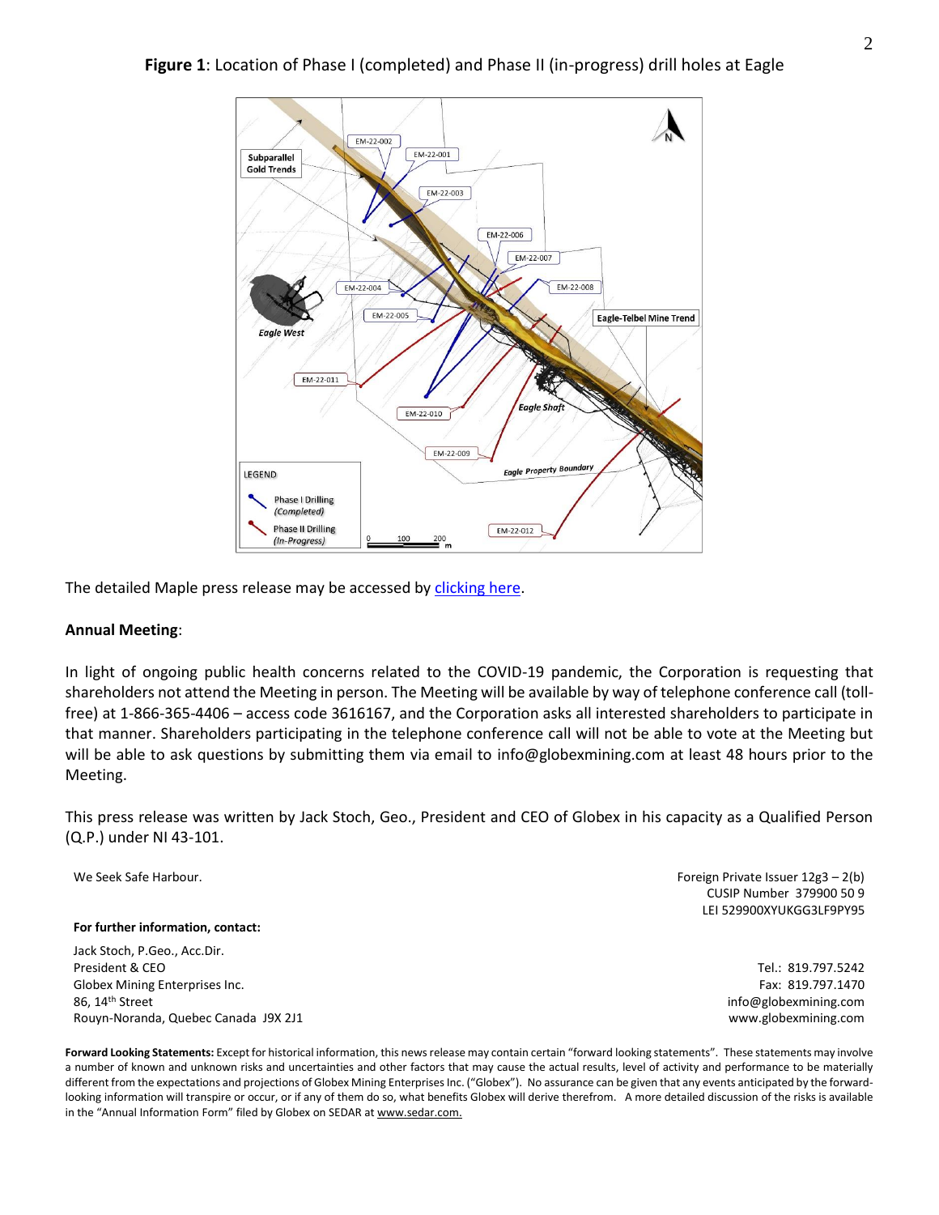**Figure 1**: Location of Phase I (completed) and Phase II (in-progress) drill holes at Eagle

Subparallel Gold Trends

EM-22-002

EM-22-001

EM-22-003

EM-22-006

EM-22-007

EM-22-008

EM-22-004

EM-22-005

Eagle-Telbel Mine Trend

Eagle West

EM-22-011

EM-22-010

Eagle Shaft

EM-22-009

Eagle Property Boundary

EM-22-012

N

LEGEND

Phase I Drilling (Completed)

Phase II Drilling (In-Progress)

0 100 200 m

The detailed Maple press release may be accessed by clicking here.

**Annual Meeting**:

In light of ongoing public health concerns related to the COVID-19 pandemic, the Corporation is requesting that shareholders not attend the Meeting in person. The Meeting will be available by way of telephone conference call (toll-free) at 1-866-365-4406 – access code 3616167, and the Corporation asks all interested shareholders to participate in that manner. Shareholders participating in the telephone conference call will not be able to vote at the Meeting but will be able to ask questions by submitting them via email to info@globexmining.com at least 48 hours prior to the Meeting.

This press release was written by Jack Stoch, Geo., President and CEO of Globex in his capacity as a Qualified Person (Q.P.) under NI 43-101.

We Seek Safe Harbour.

Foreign Private Issuer 12g3 – 2(b)
CUSIP Number 379900 50 9
LEI 529900XYUKGG3LF9PY95

**For further information, contact:**

Jack Stoch, P.Geo., Acc.Dir.
President & CEO
Globex Mining Enterprises Inc.
86, 14th Street
Rouyn-Noranda, Quebec Canada J9X 2J1

Tel.: 819.797.5242
Fax: 819.797.1470
info@globexmining.com
www.globexmining.com

**Forward Looking Statements:** Except for historical information, this news release may contain certain "forward looking statements". These statements may involve a number of known and unknown risks and uncertainties and other factors that may cause the actual results, level of activity and performance to be materially different from the expectations and projections of Globex Mining Enterprises Inc. ("Globex"). No assurance can be given that any events anticipated by the forward-looking information will transpire or occur, or if any of them do so, what benefits Globex will derive therefrom. A more detailed discussion of the risks is available in the "Annual Information Form" filed by Globex on SEDAR at www.sedar.com.